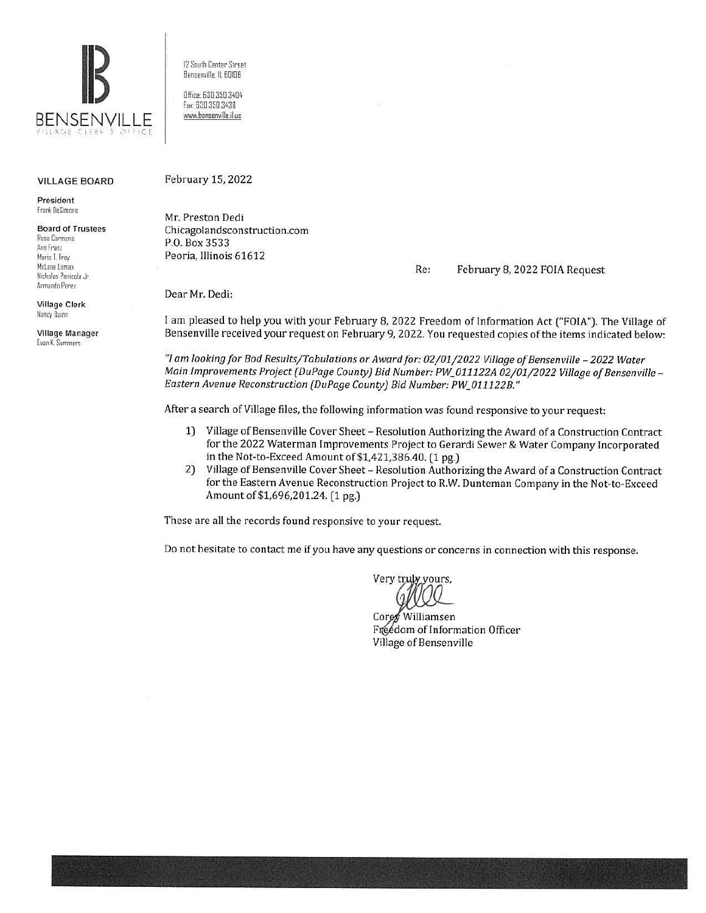**BENSENVILLE**
VILLAGE CLERK'S OFFICE

12 South Center Street
Bensenville, IL 60106

Office: 630.350.3404
Fax: 630.350.3438
www.bensenville.il.us

**VILLAGE BOARD**

**President**
Frank DeSimone

**Board of Trustees**
Rosa Carmona
Ann Franz
Marie T. Frey
McLane Lomax
Nicholas Panicola Jr.
Armando Perez

**Village Clerk**
Nancy Quinn

**Village Manager**
Evan K. Summers

February 15, 2022

Mr. Preston Dedi
Chicagolandsconstruction.com
P.O. Box 3533
Peoria, Illinois 61612

Re: February 8, 2022 FOIA Request

Dear Mr. Dedi:

I am pleased to help you with your February 8, 2022 Freedom of Information Act ("FOIA"). The Village of Bensenville received your request on February 9, 2022. You requested copies of the items indicated below:

*"I am looking for Bod Results/Tabulations or Award for: 02/01/2022 Village of Bensenville – 2022 Water Main Improvements Project (DuPage County) Bid Number: PW_011122A 02/01/2022 Village of Bensenville – Eastern Avenue Reconstruction (DuPage County) Bid Number: PW_011122B."*

After a search of Village files, the following information was found responsive to your request:

1) Village of Bensenville Cover Sheet – Resolution Authorizing the Award of a Construction Contract for the 2022 Waterman Improvements Project to Gerardi Sewer & Water Company Incorporated in the Not-to-Exceed Amount of $1,421,386.40. (1 pg.)
2) Village of Bensenville Cover Sheet – Resolution Authorizing the Award of a Construction Contract for the Eastern Avenue Reconstruction Project to R.W. Dunteman Company in the Not-to-Exceed Amount of $1,696,201.24. (1 pg.)

These are all the records found responsive to your request.

Do not hesitate to contact me if you have any questions or concerns in connection with this response.

Very truly yours,

Corey Williamsen
Freedom of Information Officer
Village of Bensenville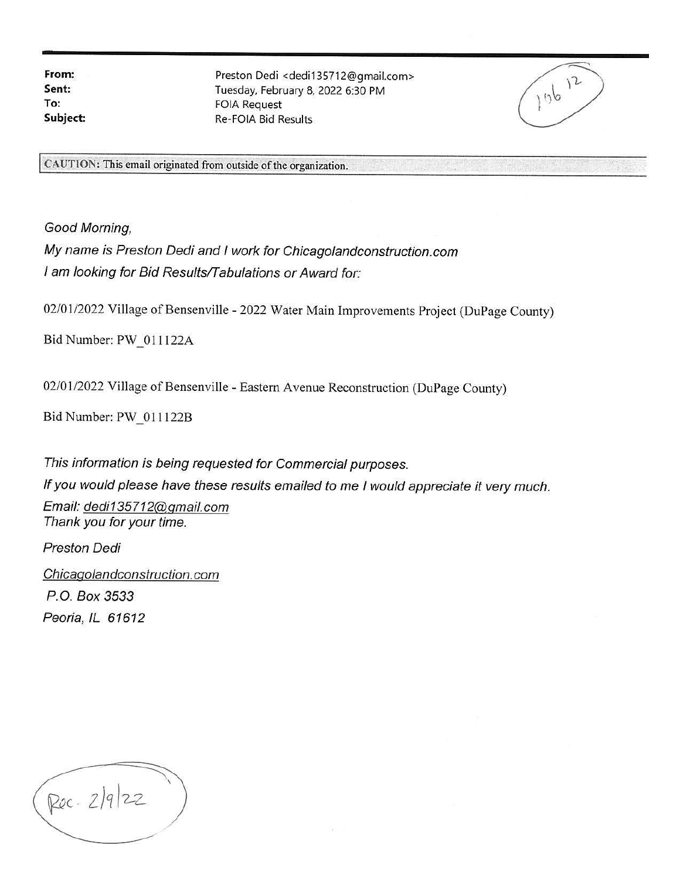**From:** Preston Dedi <dedi135712@gmail.com>
**Sent:** Tuesday, February 8, 2022 6:30 PM
**To:** FOIA Request
**Subject:** Re-FOIA Bid Results

106 12

**CAUTION:** This email originated from outside of the organization.

*Good Morning,*

*My name is Preston Dedi and I work for Chicagolandconstruction.com*

*I am looking for Bid Results/Tabulations or Award for:*

02/01/2022 Village of Bensenville - 2022 Water Main Improvements Project (DuPage County)

Bid Number: PW_011122A

02/01/2022 Village of Bensenville - Eastern Avenue Reconstruction (DuPage County)

Bid Number: PW_011122B

*This information is being requested for Commercial purposes.*

*If you would please have these results emailed to me I would appreciate it very much.*

*Email: dedi135712@gmail.com*

*Thank you for your time.*

*Preston Dedi*

*Chicagolandconstruction.com*

*P.O. Box 3533*

*Peoria, IL 61612*

Rec. 2/9/22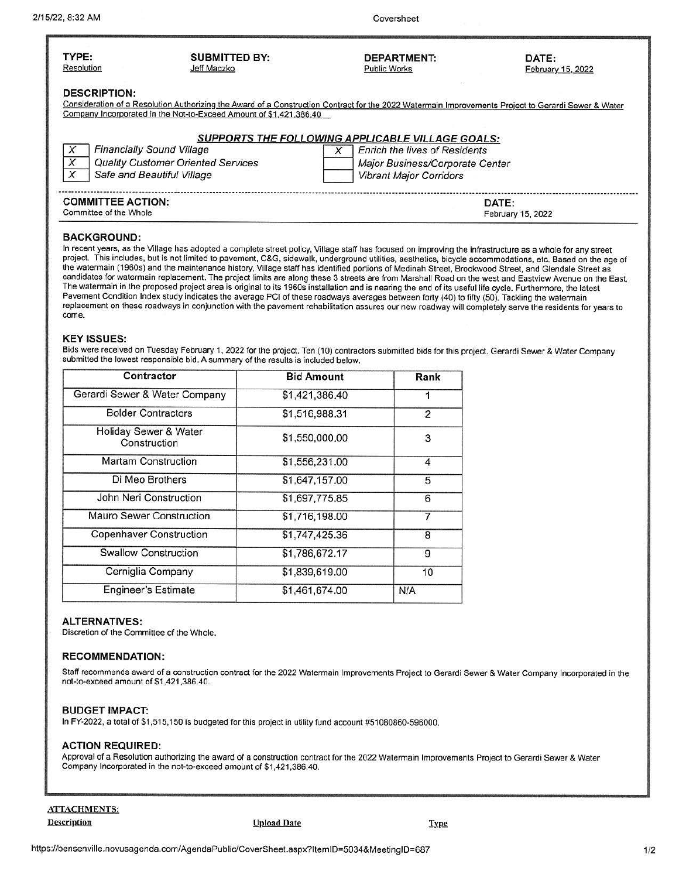| TYPE: | SUBMITTED BY: | DEPARTMENT: | DATE: |
|---|---|---|---|
| Resolution | Jeff Maczko | Public Works | February 15, 2022 |

**DESCRIPTION:**

Consideration of a Resolution Authorizing the Award of a Construction Contract for the 2022 Watermain Improvements Project to Gerardi Sewer & Water Company Incorporated in the Not-to-Exceed Amount of $1,421,386.40

**SUPPORTS THE FOLLOWING APPLICABLE VILLAGE GOALS:**

| | | | |
|---|---|---|---|
| X | Financially Sound Village | X | Enrich the lives of Residents |
| X | Quality Customer Oriented Services | | Major Business/Corporate Center |
| X | Safe and Beautiful Village | | Vibrant Major Corridors |

**COMMITTEE ACTION:** Committee of the Whole

**DATE:** February 15, 2022

## BACKGROUND:

In recent years, as the Village has adopted a complete street policy, Village staff has focused on improving the infrastructure as a whole for any street project. This includes, but is not limited to pavement, C&G, sidewalk, underground utilities, aesthetics, bicycle accommodations, etc. Based on the age of the watermain (1960s) and the maintenance history, Village staff has identified portions of Medinah Street, Brookwood Street, and Glendale Street as candidates for watermain replacement. The project limits are along these 3 streets are from Marshall Road on the west and Eastview Avenue on the East. The watermain in the proposed project area is original to its 1960s installation and is nearing the end of its useful life cycle. Furthermore, the latest Pavement Condition Index study indicates the average PCI of these roadways averages between forty (40) to fifty (50). Tackling the watermain replacement on these roadways in conjunction with the pavement rehabilitation assures our new roadway will completely serve the residents for years to come.

## KEY ISSUES:

Bids were received on Tuesday February 1, 2022 for the project. Ten (10) contractors submitted bids for this project. Gerardi Sewer & Water Company submitted the lowest responsible bid. A summary of the results is included below.

| Contractor | Bid Amount | Rank |
|---|---|---|
| Gerardi Sewer & Water Company | $1,421,386.40 | 1 |
| Bolder Contractors | $1,516,988.31 | 2 |
| Holiday Sewer & Water Construction | $1,550,000.00 | 3 |
| Martam Construction | $1,556,231.00 | 4 |
| Di Meo Brothers | $1,647,157.00 | 5 |
| John Neri Construction | $1,697,775.85 | 6 |
| Mauro Sewer Construction | $1,716,198.00 | 7 |
| Copenhaver Construction | $1,747,425.36 | 8 |
| Swallow Construction | $1,786,672.17 | 9 |
| Cerniglia Company | $1,839,619.00 | 10 |
| Engineer's Estimate | $1,461,674.00 | N/A |

## ALTERNATIVES:

Discretion of the Committee of the Whole.

## RECOMMENDATION:

Staff recommends award of a construction contract for the 2022 Watermain Improvements Project to Gerardi Sewer & Water Company Incorporated in the not-to-exceed amount of $1,421,386.40.

## BUDGET IMPACT:

In FY-2022, a total of $1,515,150 is budgeted for this project in utility fund account #51080860-596000.

## ACTION REQUIRED:

Approval of a Resolution authorizing the award of a construction contract for the 2022 Watermain Improvements Project to Gerardi Sewer & Water Company Incorporated in the not-to-exceed amount of $1,421,386.40.

**ATTACHMENTS:**

| Description | Upload Date | Type |
|---|---|---|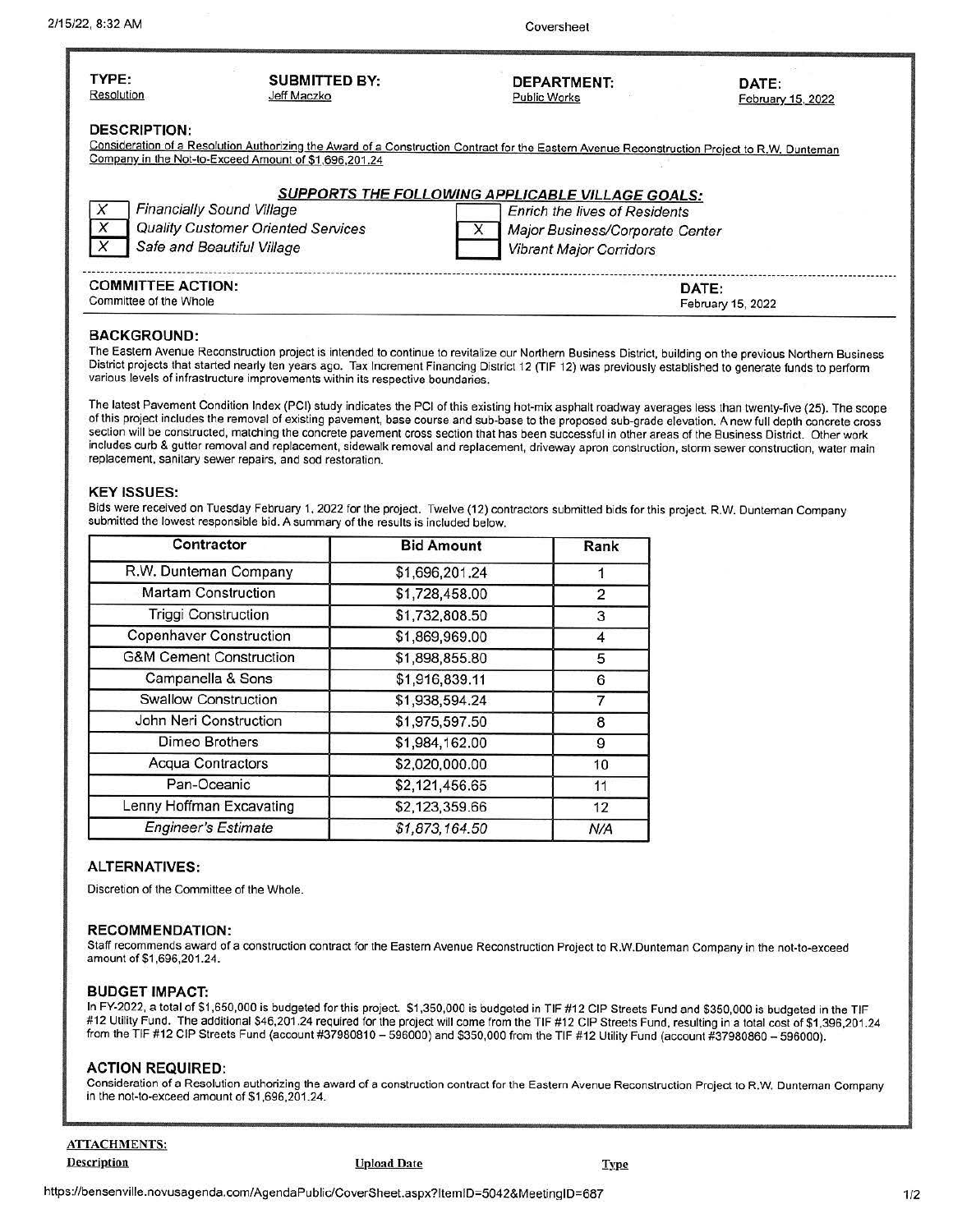| **TYPE:** | **SUBMITTED BY:** | **DEPARTMENT:** | **DATE:** |
| --- | --- | --- | --- |
| Resolution | Jeff Maczko | Public Works | February 15, 2022 |

**DESCRIPTION:**

Consideration of a Resolution Authorizing the Award of a Construction Contract for the Eastern Avenue Reconstruction Project to R.W. Dunteman Company in the Not-to-Exceed Amount of $1,696,201.24

**SUPPORTS THE FOLLOWING APPLICABLE VILLAGE GOALS:**

| | | | |
| --- | --- | --- | --- |
| X | *Financially Sound Village* | | *Enrich the lives of Residents* |
| X | *Quality Customer Oriented Services* | X | *Major Business/Corporate Center* |
| X | *Safe and Beautiful Village* | | *Vibrant Major Corridors* |

**COMMITTEE ACTION:** Committee of the Whole

**DATE:** February 15, 2022

**BACKGROUND:**

The Eastern Avenue Reconstruction project is intended to continue to revitalize our Northern Business District, building on the previous Northern Business District projects that started nearly ten years ago. Tax Increment Financing District 12 (TIF 12) was previously established to generate funds to perform various levels of infrastructure improvements within its respective boundaries.

The latest Pavement Condition Index (PCI) study indicates the PCI of this existing hot-mix asphalt roadway averages less than twenty-five (25). The scope of this project includes the removal of existing pavement, base course and sub-base to the proposed sub-grade elevation. A new full depth concrete cross section will be constructed, matching the concrete pavement cross section that has been successful in other areas of the Business District. Other work includes curb & gutter removal and replacement, sidewalk removal and replacement, driveway apron construction, storm sewer construction, water main replacement, sanitary sewer repairs, and sod restoration.

**KEY ISSUES:**

Bids were received on Tuesday February 1, 2022 for the project. Twelve (12) contractors submitted bids for this project. R.W. Dunteman Company submitted the lowest responsible bid. A summary of the results is included below.

| Contractor | Bid Amount | Rank |
| --- | --- | --- |
| R.W. Dunteman Company | $1,696,201.24 | 1 |
| Martam Construction | $1,728,458.00 | 2 |
| Triggi Construction | $1,732,808.50 | 3 |
| Copenhaver Construction | $1,869,969.00 | 4 |
| G&M Cement Construction | $1,898,855.80 | 5 |
| Campanella & Sons | $1,916,839.11 | 6 |
| Swallow Construction | $1,938,594.24 | 7 |
| John Neri Construction | $1,975,597.50 | 8 |
| Dimeo Brothers | $1,984,162.00 | 9 |
| Acqua Contractors | $2,020,000.00 | 10 |
| Pan-Oceanic | $2,121,456.65 | 11 |
| Lenny Hoffman Excavating | $2,123,359.66 | 12 |
| *Engineer's Estimate* | *$1,873,164.50* | *N/A* |

**ALTERNATIVES:**

Discretion of the Committee of the Whole.

**RECOMMENDATION:**

Staff recommends award of a construction contract for the Eastern Avenue Reconstruction Project to R.W.Dunteman Company in the not-to-exceed amount of $1,696,201.24.

**BUDGET IMPACT:**

In FY-2022, a total of $1,650,000 is budgeted for this project. $1,350,000 is budgeted in TIF #12 CIP Streets Fund and $350,000 is budgeted in the TIF #12 Utility Fund. The additional $46,201.24 required for the project will come from the TIF #12 CIP Streets Fund, resulting in a total cost of $1,396,201.24 from the TIF #12 CIP Streets Fund (account #37980810 – 596000) and $350,000 from the TIF #12 Utility Fund (account #37980860 – 596000).

**ACTION REQUIRED:**

Consideration of a Resolution authorizing the award of a construction contract for the Eastern Avenue Reconstruction Project to R.W. Dunteman Company in the not-to-exceed amount of $1,696,201.24.

**ATTACHMENTS:**

| Description | Upload Date | Type |
| --- | --- | --- |